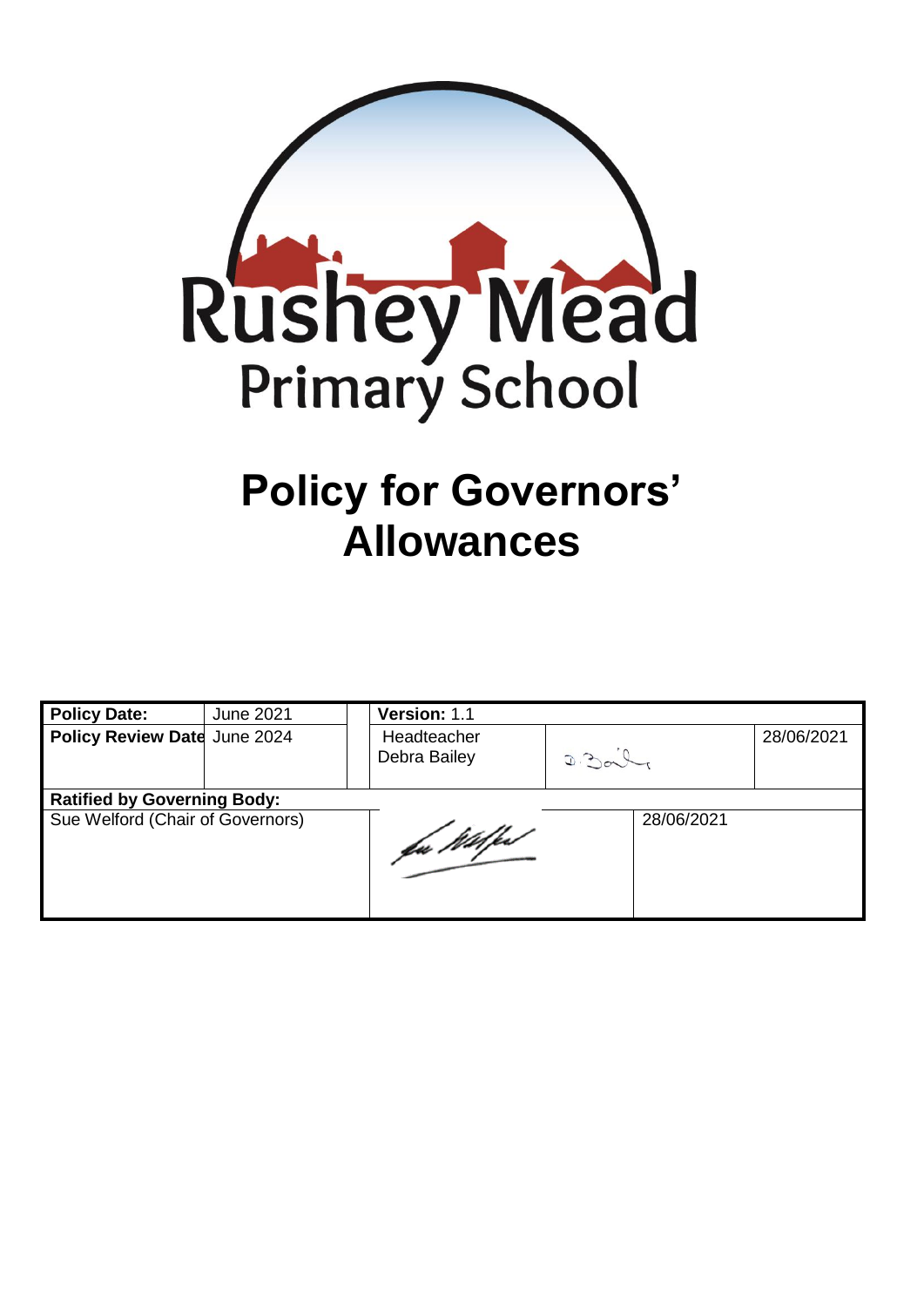Rushey Mead
Primary School

# Policy for Governors' Allowances

| Policy Date: | June 2021 | Version: 1.1 | | |
|---|---|---|---|---|
| Policy Review Date | June 2024 | Headteacher Debra Bailey | | 28/06/2021 |
| **Ratified by Governing Body:** | | | | |
| Sue Welford (Chair of Governors) | | | 28/06/2021 | |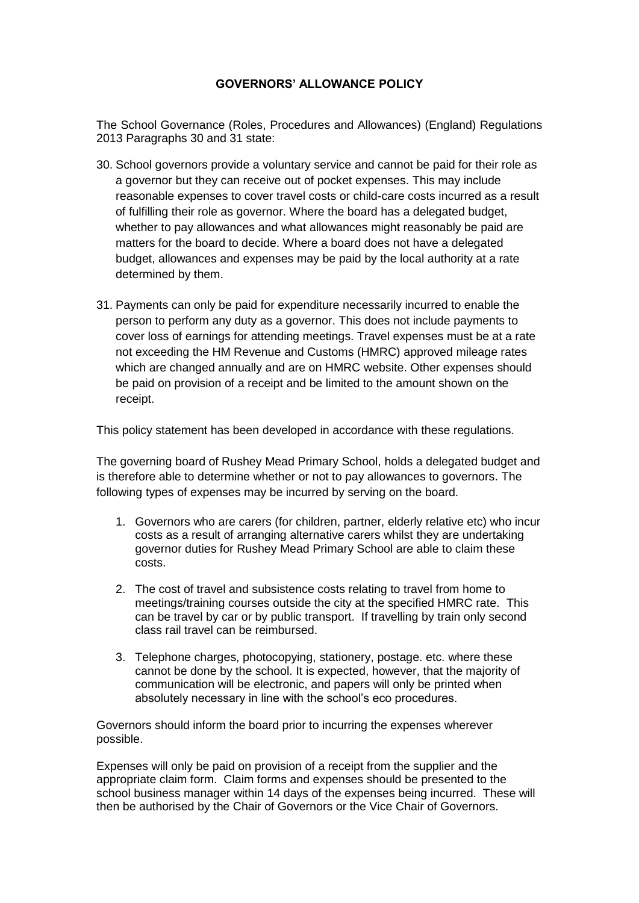**GOVERNORS' ALLOWANCE POLICY**

The School Governance (Roles, Procedures and Allowances) (England) Regulations 2013 Paragraphs 30 and 31 state:

30. School governors provide a voluntary service and cannot be paid for their role as a governor but they can receive out of pocket expenses. This may include reasonable expenses to cover travel costs or child-care costs incurred as a result of fulfilling their role as governor. Where the board has a delegated budget, whether to pay allowances and what allowances might reasonably be paid are matters for the board to decide. Where a board does not have a delegated budget, allowances and expenses may be paid by the local authority at a rate determined by them.

31. Payments can only be paid for expenditure necessarily incurred to enable the person to perform any duty as a governor. This does not include payments to cover loss of earnings for attending meetings. Travel expenses must be at a rate not exceeding the HM Revenue and Customs (HMRC) approved mileage rates which are changed annually and are on HMRC website. Other expenses should be paid on provision of a receipt and be limited to the amount shown on the receipt.

This policy statement has been developed in accordance with these regulations.

The governing board of Rushey Mead Primary School, holds a delegated budget and is therefore able to determine whether or not to pay allowances to governors. The following types of expenses may be incurred by serving on the board.

1. Governors who are carers (for children, partner, elderly relative etc) who incur costs as a result of arranging alternative carers whilst they are undertaking governor duties for Rushey Mead Primary School are able to claim these costs.

2. The cost of travel and subsistence costs relating to travel from home to meetings/training courses outside the city at the specified HMRC rate. This can be travel by car or by public transport. If travelling by train only second class rail travel can be reimbursed.

3. Telephone charges, photocopying, stationery, postage. etc. where these cannot be done by the school. It is expected, however, that the majority of communication will be electronic, and papers will only be printed when absolutely necessary in line with the school's eco procedures.

Governors should inform the board prior to incurring the expenses wherever possible.

Expenses will only be paid on provision of a receipt from the supplier and the appropriate claim form. Claim forms and expenses should be presented to the school business manager within 14 days of the expenses being incurred. These will then be authorised by the Chair of Governors or the Vice Chair of Governors.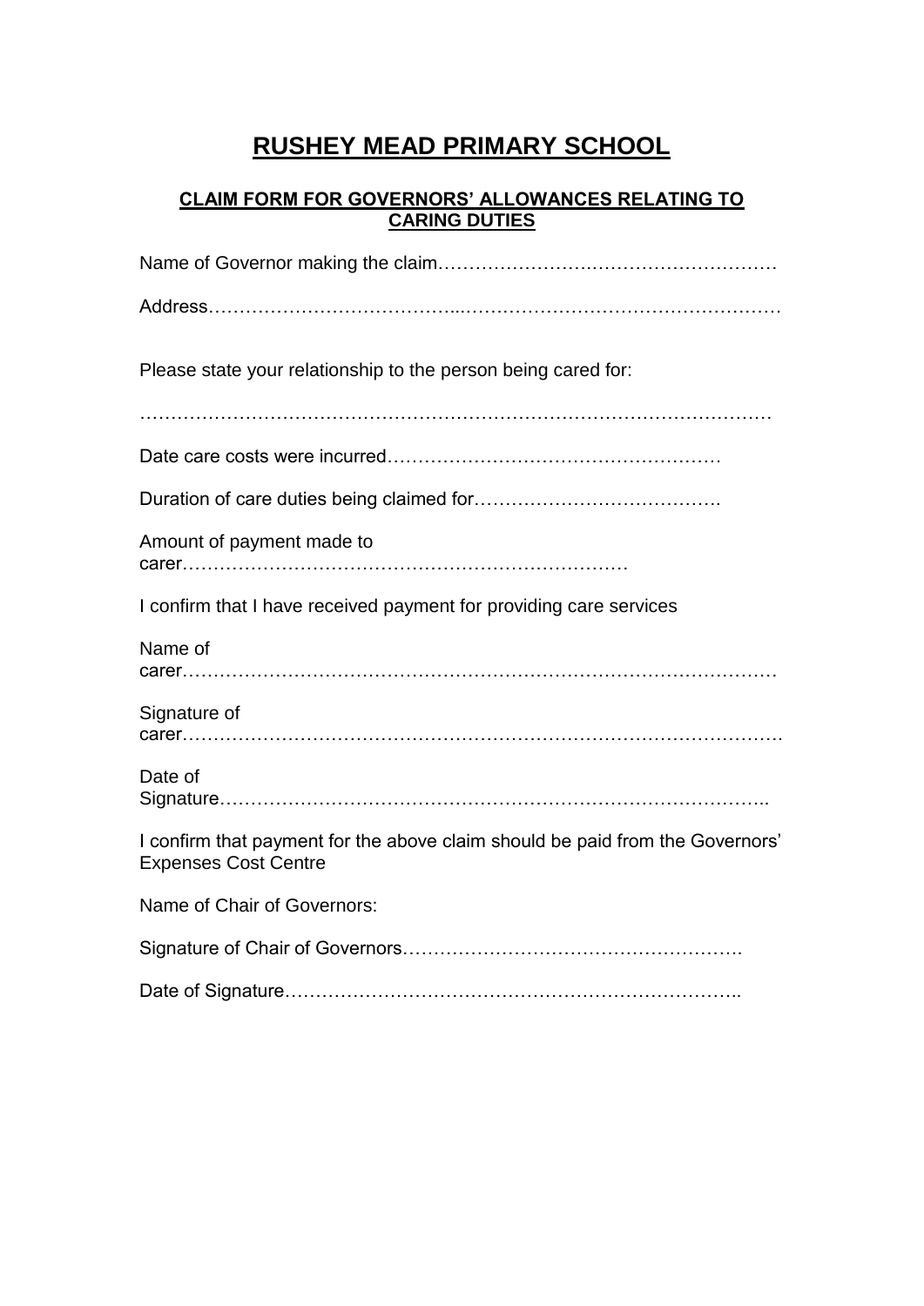# RUSHEY MEAD PRIMARY SCHOOL

## CLAIM FORM FOR GOVERNORS' ALLOWANCES RELATING TO CARING DUTIES

Name of Governor making the claim……………………………………………………

Address……………………………………………………………………………………

Please state your relationship to the person being cared for:

…………………………………………………………………………………………

Date care costs were incurred………………………………………………

Duration of care duties being claimed for………………………………….

Amount of payment made to carer…………………………………………………………

I confirm that I have received payment for providing care services

Name of carer……………………………………………………………………………

Signature of carer…………………………………………………………………………….

Date of Signature…………………………………………………………………………..

I confirm that payment for the above claim should be paid from the Governors' Expenses Cost Centre

Name of Chair of Governors:

Signature of Chair of Governors……………………………………………….

Date of Signature………………………………………………………………..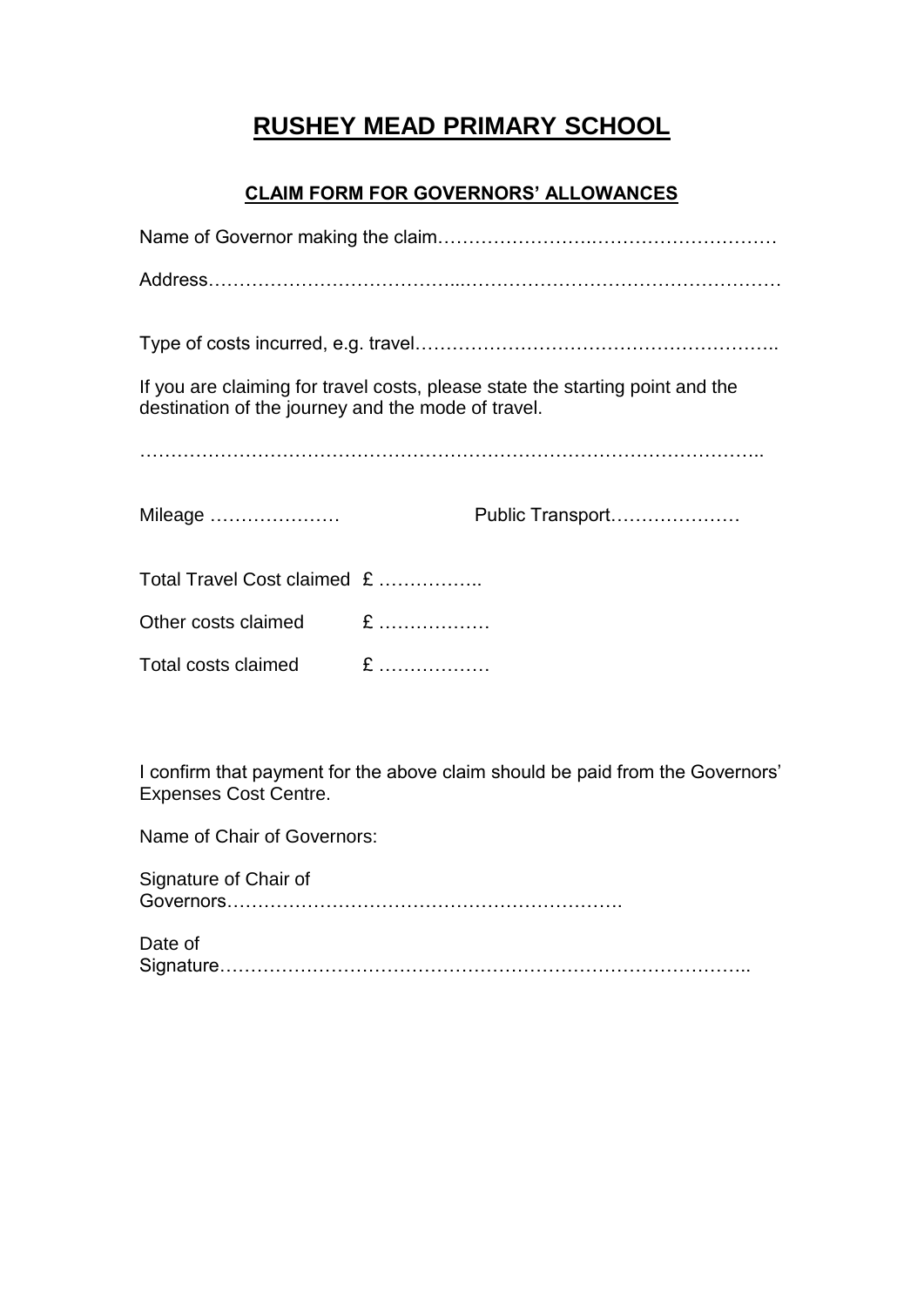# RUSHEY MEAD PRIMARY SCHOOL

## CLAIM FORM FOR GOVERNORS' ALLOWANCES

Name of Governor making the claim…………………….……………………….

Address…………………………………...……………………………………………

Type of costs incurred, e.g. travel…………………………………………………..

If you are claiming for travel costs, please state the starting point and the destination of the journey and the mode of travel.

……………………………………………………………………………………..

Mileage …………………          Public Transport…………………

Total Travel Cost claimed £ ……………..

Other costs claimed £ ………………

Total costs claimed £ ………………

I confirm that payment for the above claim should be paid from the Governors' Expenses Cost Centre.

Name of Chair of Governors:

Signature of Chair of Governors……………………………………………………….

Date of Signature…………………………………………………………………………..